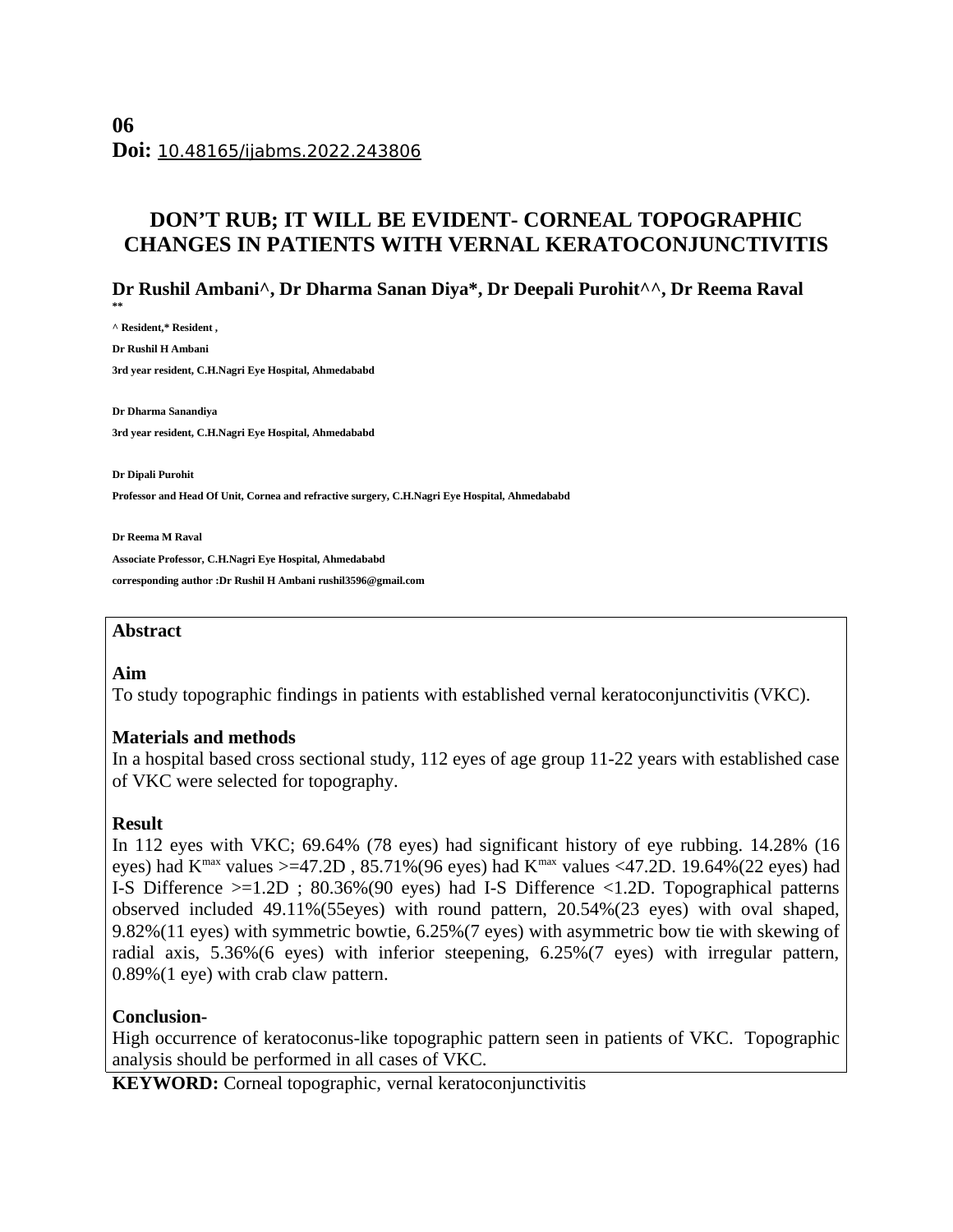**06**
**Doi:** 10.48165/ijabms.2022.243806

# DON'T RUB; IT WILL BE EVIDENT- CORNEAL TOPOGRAPHIC CHANGES IN PATIENTS WITH VERNAL KERATOCONJUNCTIVITIS

**Dr Rushil Ambani^, Dr Dharma Sanan Diya*, Dr Deepali Purohit^^, Dr Reema Raval \*\***

**^ Resident,\* Resident ,**

**Dr Rushil H Ambani**

**3rd year resident, C.H.Nagri Eye Hospital, Ahmedababd**

**Dr Dharma Sanandiya**

**3rd year resident, C.H.Nagri Eye Hospital, Ahmedababd**

**Dr Dipali Purohit**

**Professor and Head Of Unit, Cornea and refractive surgery, C.H.Nagri Eye Hospital, Ahmedababd**

**Dr Reema M Raval**

**Associate Professor, C.H.Nagri Eye Hospital, Ahmedababd**

**corresponding author :Dr Rushil H Ambani rushil3596@gmail.com**

## Abstract

### Aim

To study topographic findings in patients with established vernal keratoconjunctivitis (VKC).

### Materials and methods

In a hospital based cross sectional study, 112 eyes of age group 11-22 years with established case of VKC were selected for topography.

### Result

In 112 eyes with VKC; 69.64% (78 eyes) had significant history of eye rubbing. 14.28% (16 eyes) had $K^{max}$ values >=47.2D , 85.71%(96 eyes) had $K^{max}$ values <47.2D. 19.64%(22 eyes) had I-S Difference >=1.2D ; 80.36%(90 eyes) had I-S Difference <1.2D. Topographical patterns observed included 49.11%(55eyes) with round pattern, 20.54%(23 eyes) with oval shaped, 9.82%(11 eyes) with symmetric bowtie, 6.25%(7 eyes) with asymmetric bow tie with skewing of radial axis, 5.36%(6 eyes) with inferior steepening, 6.25%(7 eyes) with irregular pattern, 0.89%(1 eye) with crab claw pattern.

### Conclusion-

High occurrence of keratoconus-like topographic pattern seen in patients of VKC. Topographic analysis should be performed in all cases of VKC.

**KEYWORD:** Corneal topographic, vernal keratoconjunctivitis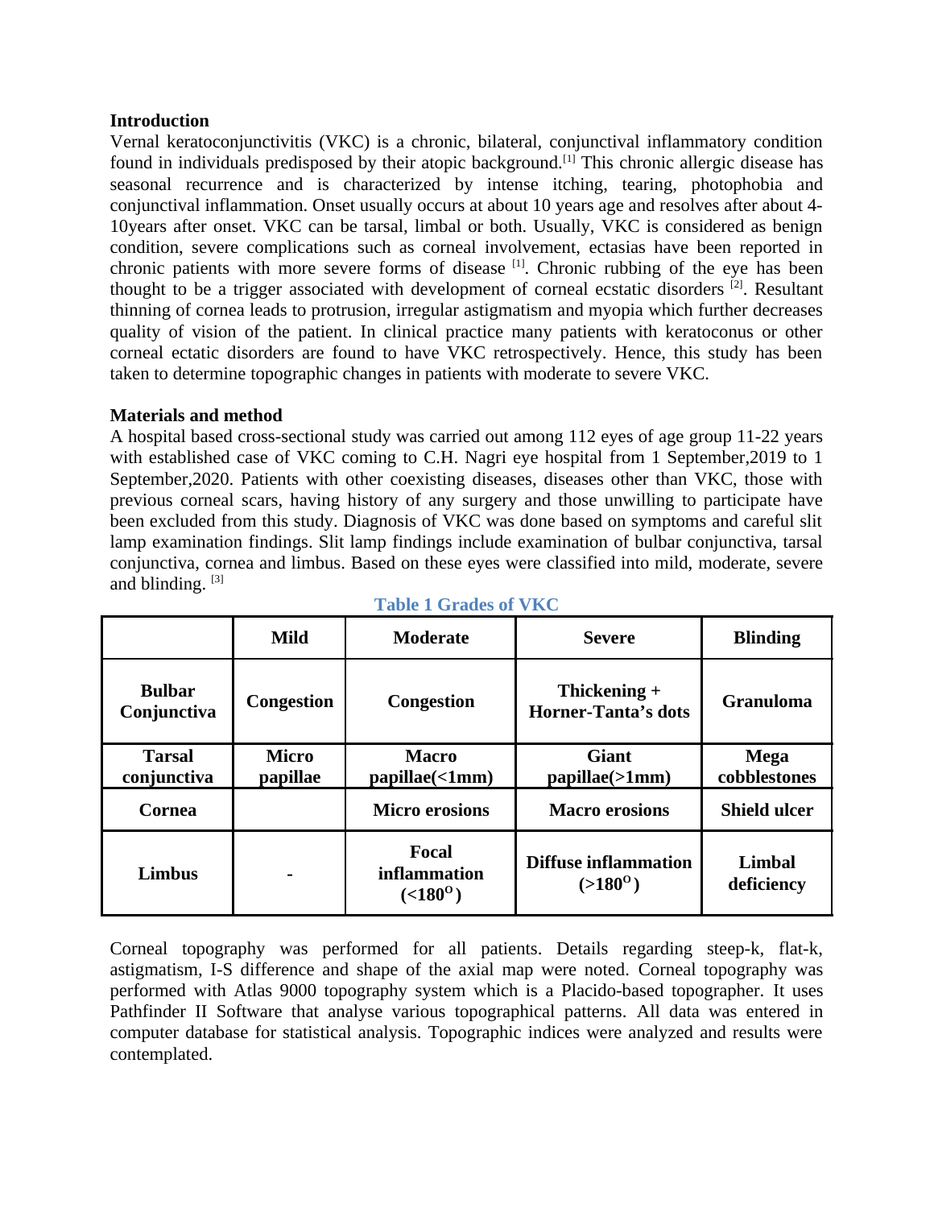**Introduction**

Vernal keratoconjunctivitis (VKC) is a chronic, bilateral, conjunctival inflammatory condition found in individuals predisposed by their atopic background.[1] This chronic allergic disease has seasonal recurrence and is characterized by intense itching, tearing, photophobia and conjunctival inflammation. Onset usually occurs at about 10 years age and resolves after about 4-10years after onset. VKC can be tarsal, limbal or both. Usually, VKC is considered as benign condition, severe complications such as corneal involvement, ectasias have been reported in chronic patients with more severe forms of disease [1]. Chronic rubbing of the eye has been thought to be a trigger associated with development of corneal ecstatic disorders [2]. Resultant thinning of cornea leads to protrusion, irregular astigmatism and myopia which further decreases quality of vision of the patient. In clinical practice many patients with keratoconus or other corneal ectatic disorders are found to have VKC retrospectively. Hence, this study has been taken to determine topographic changes in patients with moderate to severe VKC.

**Materials and method**

A hospital based cross-sectional study was carried out among 112 eyes of age group 11-22 years with established case of VKC coming to C.H. Nagri eye hospital from 1 September,2019 to 1 September,2020. Patients with other coexisting diseases, diseases other than VKC, those with previous corneal scars, having history of any surgery and those unwilling to participate have been excluded from this study. Diagnosis of VKC was done based on symptoms and careful slit lamp examination findings. Slit lamp findings include examination of bulbar conjunctiva, tarsal conjunctiva, cornea and limbus. Based on these eyes were classified into mild, moderate, severe and blinding. [3]

**Table 1 Grades of VKC**

| | Mild | Moderate | Severe | Blinding |
|---|---|---|---|---|
| **Bulbar Conjunctiva** | **Congestion** | **Congestion** | **Thickening + Horner-Tanta's dots** | **Granuloma** |
| **Tarsal conjunctiva** | **Micro papillae** | **Macro papillae(<1mm)** | **Giant papillae(>1mm)** | **Mega cobblestones** |
| **Cornea** | | **Micro erosions** | **Macro erosions** | **Shield ulcer** |
| **Limbus** | **-** | **Focal inflammation (<180$^{O}$)** | **Diffuse inflammation (>180$^{O}$)** | **Limbal deficiency** |

Corneal topography was performed for all patients. Details regarding steep-k, flat-k, astigmatism, I-S difference and shape of the axial map were noted. Corneal topography was performed with Atlas 9000 topography system which is a Placido-based topographer. It uses Pathfinder II Software that analyse various topographical patterns. All data was entered in computer database for statistical analysis. Topographic indices were analyzed and results were contemplated.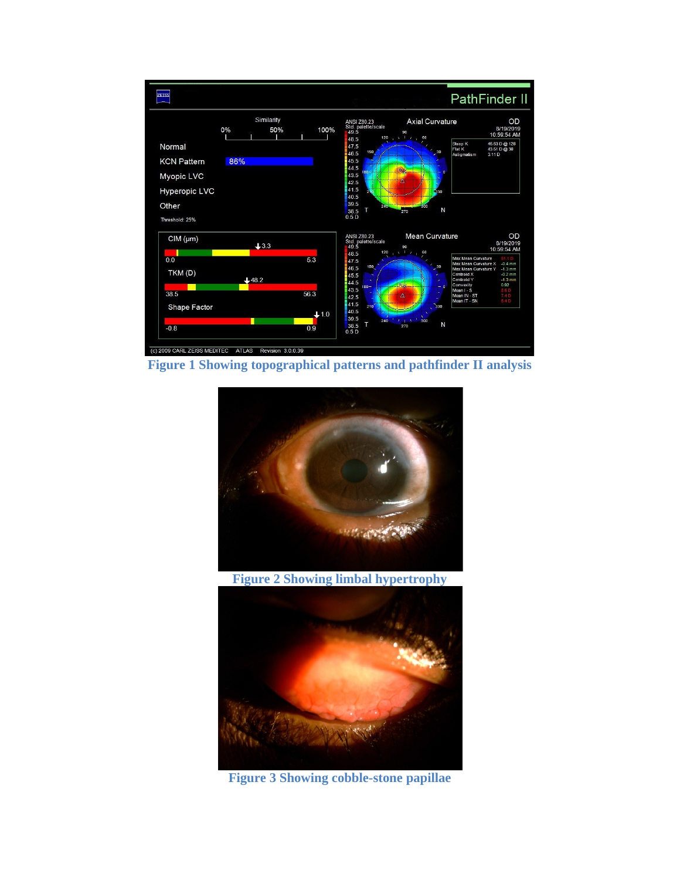Figure 1 Showing topographical patterns and pathfinder II analysis

Figure 2 Showing limbal hypertrophy

Figure 3 Showing cobble-stone papillae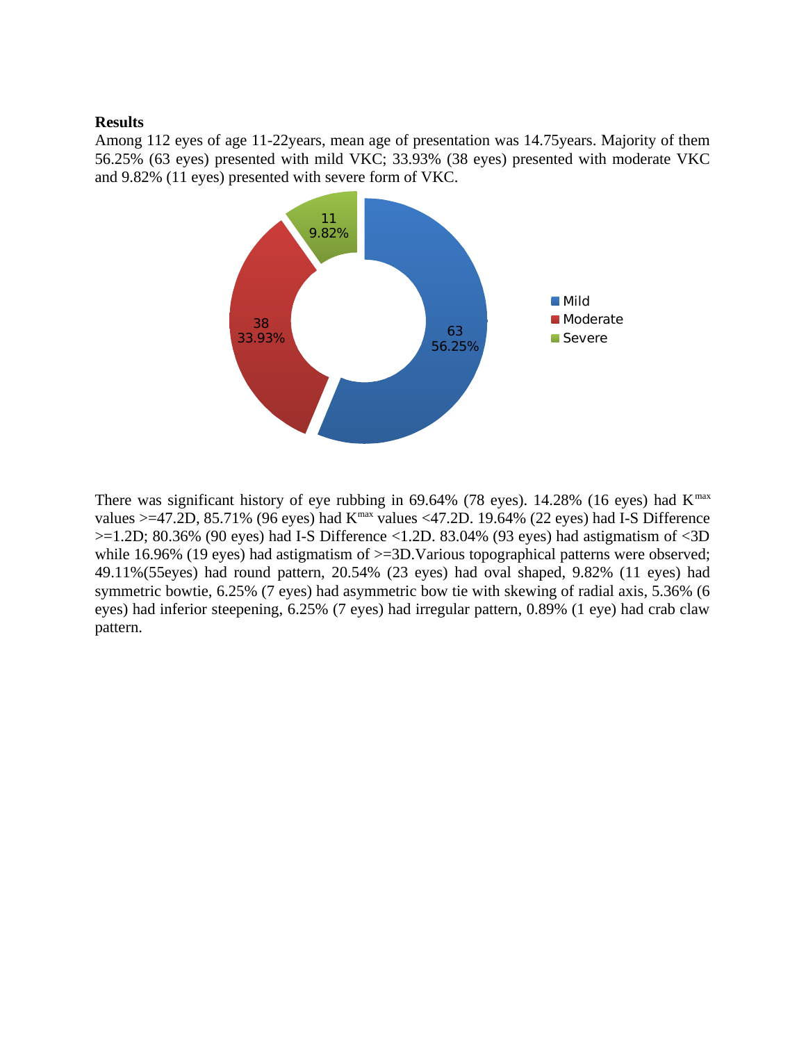**Results**

Among 112 eyes of age 11-22years, mean age of presentation was 14.75years. Majority of them 56.25% (63 eyes) presented with mild VKC; 33.93% (38 eyes) presented with moderate VKC and 9.82% (11 eyes) presented with severe form of VKC.

There was significant history of eye rubbing in 69.64% (78 eyes). 14.28% (16 eyes) had $K^{max}$ values >=47.2D, 85.71% (96 eyes) had $K^{max}$ values <47.2D. 19.64% (22 eyes) had I-S Difference >=1.2D; 80.36% (90 eyes) had I-S Difference <1.2D. 83.04% (93 eyes) had astigmatism of <3D while 16.96% (19 eyes) had astigmatism of >=3D.Various topographical patterns were observed; 49.11%(55eyes) had round pattern, 20.54% (23 eyes) had oval shaped, 9.82% (11 eyes) had symmetric bowtie, 6.25% (7 eyes) had asymmetric bow tie with skewing of radial axis, 5.36% (6 eyes) had inferior steepening, 6.25% (7 eyes) had irregular pattern, 0.89% (1 eye) had crab claw pattern.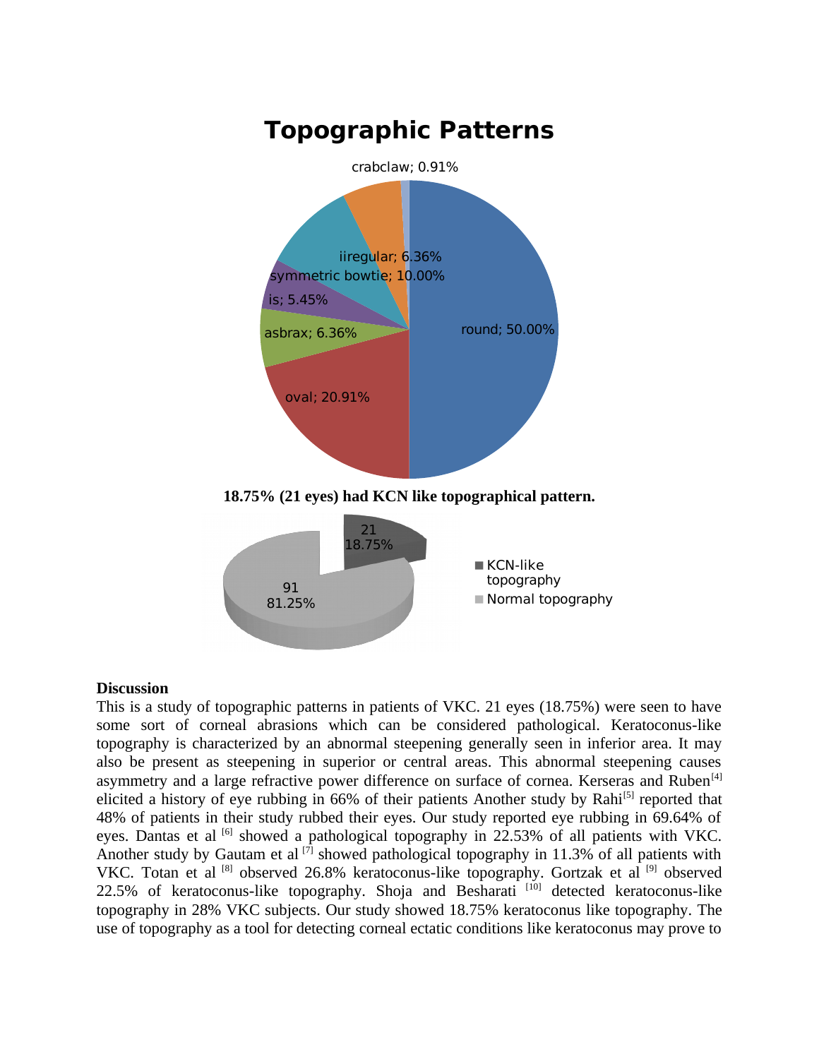**Topographic Patterns**

crabclaw; 0.91%

iiregular; 6.36%

symmetric bowtie; 10.00%

is; 5.45%

asbrax; 6.36%

round; 50.00%

oval; 20.91%

**18.75% (21 eyes) had KCN like topographical pattern.**

21
18.75%

91
81.25%

KCN-like topography

Normal topography

**Discussion**

This is a study of topographic patterns in patients of VKC. 21 eyes (18.75%) were seen to have some sort of corneal abrasions which can be considered pathological. Keratoconus-like topography is characterized by an abnormal steepening generally seen in inferior area. It may also be present as steepening in superior or central areas. This abnormal steepening causes asymmetry and a large refractive power difference on surface of cornea. Kerseras and Ruben[4] elicited a history of eye rubbing in 66% of their patients Another study by Rahi[5] reported that 48% of patients in their study rubbed their eyes. Our study reported eye rubbing in 69.64% of eyes. Dantas et al [6] showed a pathological topography in 22.53% of all patients with VKC. Another study by Gautam et al [7] showed pathological topography in 11.3% of all patients with VKC. Totan et al [8] observed 26.8% keratoconus-like topography. Gortzak et al [9] observed 22.5% of keratoconus-like topography. Shoja and Besharati [10] detected keratoconus-like topography in 28% VKC subjects. Our study showed 18.75% keratoconus like topography. The use of topography as a tool for detecting corneal ectatic conditions like keratoconus may prove to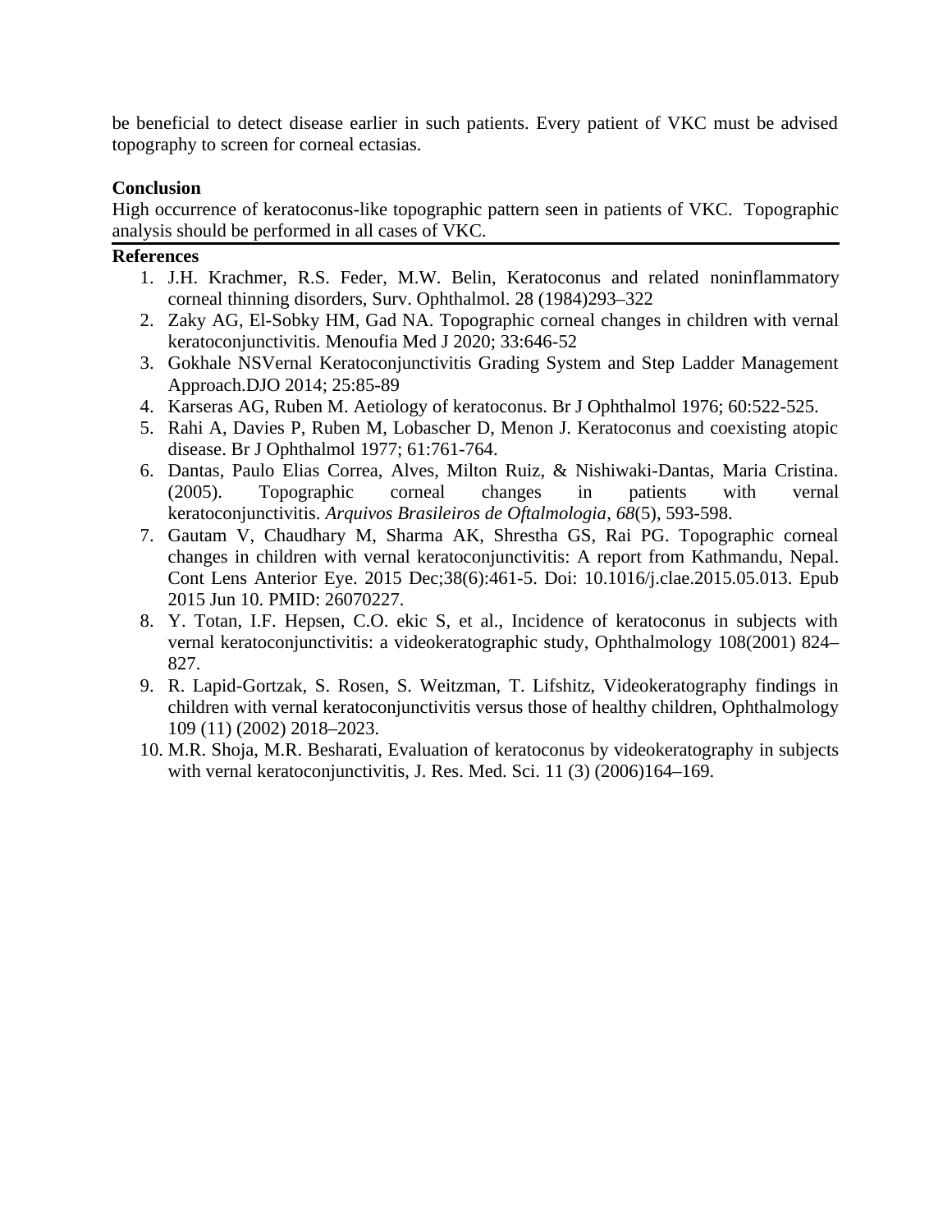be beneficial to detect disease earlier in such patients. Every patient of VKC must be advised topography to screen for corneal ectasias.

## Conclusion

High occurrence of keratoconus-like topographic pattern seen in patients of VKC. Topographic analysis should be performed in all cases of VKC.

## References

1. J.H. Krachmer, R.S. Feder, M.W. Belin, Keratoconus and related noninflammatory corneal thinning disorders, Surv. Ophthalmol. 28 (1984)293–322
2. Zaky AG, El-Sobky HM, Gad NA. Topographic corneal changes in children with vernal keratoconjunctivitis. Menoufia Med J 2020; 33:646-52
3. Gokhale NSVernal Keratoconjunctivitis Grading System and Step Ladder Management Approach.DJO 2014; 25:85-89
4. Karseras AG, Ruben M. Aetiology of keratoconus. Br J Ophthalmol 1976; 60:522-525.
5. Rahi A, Davies P, Ruben M, Lobascher D, Menon J. Keratoconus and coexisting atopic disease. Br J Ophthalmol 1977; 61:761-764.
6. Dantas, Paulo Elias Correa, Alves, Milton Ruiz, & Nishiwaki-Dantas, Maria Cristina. (2005). Topographic corneal changes in patients with vernal keratoconjunctivitis. *Arquivos Brasileiros de Oftalmologia*, *68*(5), 593-598.
7. Gautam V, Chaudhary M, Sharma AK, Shrestha GS, Rai PG. Topographic corneal changes in children with vernal keratoconjunctivitis: A report from Kathmandu, Nepal. Cont Lens Anterior Eye. 2015 Dec;38(6):461-5. Doi: 10.1016/j.clae.2015.05.013. Epub 2015 Jun 10. PMID: 26070227.
8. Y. Totan, I.F. Hepsen, C.O. ekic S, et al., Incidence of keratoconus in subjects with vernal keratoconjunctivitis: a videokeratographic study, Ophthalmology 108(2001) 824–827.
9. R. Lapid-Gortzak, S. Rosen, S. Weitzman, T. Lifshitz, Videokeratography findings in children with vernal keratoconjunctivitis versus those of healthy children, Ophthalmology 109 (11) (2002) 2018–2023.
10. M.R. Shoja, M.R. Besharati, Evaluation of keratoconus by videokeratography in subjects with vernal keratoconjunctivitis, J. Res. Med. Sci. 11 (3) (2006)164–169.